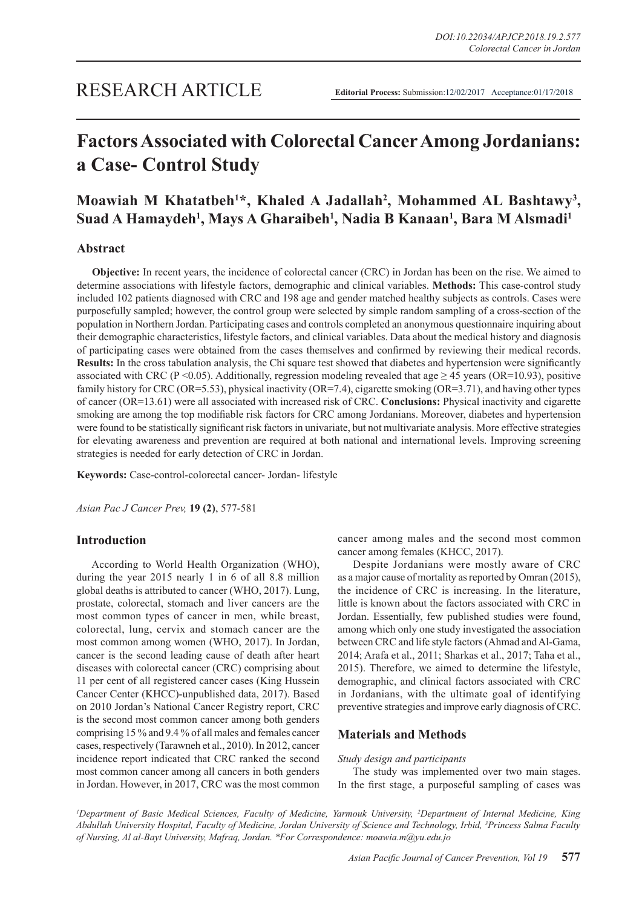RESEARCH ARTICLE

**Editorial Process:** Submission:12/02/2017 Acceptance:01/17/2018

# Factors Associated with Colorectal Cancer Among Jordanians: a Case- Control Study

**Moawiah M Khatatbeh[1]*, Khaled A Jadallah[2], Mohammed AL Bashtawy[3], Suad A Hamaydeh[1], Mays A Gharaibeh[1], Nadia B Kanaan[1], Bara M Alsmadi[1]**

## Abstract

**Objective:** In recent years, the incidence of colorectal cancer (CRC) in Jordan has been on the rise. We aimed to determine associations with lifestyle factors, demographic and clinical variables. **Methods:** This case-control study included 102 patients diagnosed with CRC and 198 age and gender matched healthy subjects as controls. Cases were purposefully sampled; however, the control group were selected by simple random sampling of a cross-section of the population in Northern Jordan. Participating cases and controls completed an anonymous questionnaire inquiring about their demographic characteristics, lifestyle factors, and clinical variables. Data about the medical history and diagnosis of participating cases were obtained from the cases themselves and confirmed by reviewing their medical records. **Results:** In the cross tabulation analysis, the Chi square test showed that diabetes and hypertension were significantly associated with CRC ($P <0.05$). Additionally, regression modeling revealed that age $\geq$ 45 years (OR=10.93), positive family history for CRC (OR=5.53), physical inactivity (OR=7.4), cigarette smoking (OR=3.71), and having other types of cancer (OR=13.61) were all associated with increased risk of CRC. **Conclusions:** Physical inactivity and cigarette smoking are among the top modifiable risk factors for CRC among Jordanians. Moreover, diabetes and hypertension were found to be statistically significant risk factors in univariate, but not multivariate analysis. More effective strategies for elevating awareness and prevention are required at both national and international levels. Improving screening strategies is needed for early detection of CRC in Jordan.

**Keywords:** Case-control-colorectal cancer- Jordan- lifestyle

*Asian Pac J Cancer Prev,* **19 (2)**, 577-581

## Introduction

According to World Health Organization (WHO), during the year 2015 nearly 1 in 6 of all 8.8 million global deaths is attributed to cancer (WHO, 2017). Lung, prostate, colorectal, stomach and liver cancers are the most common types of cancer in men, while breast, colorectal, lung, cervix and stomach cancer are the most common among women (WHO, 2017). In Jordan, cancer is the second leading cause of death after heart diseases with colorectal cancer (CRC) comprising about 11 per cent of all registered cancer cases (King Hussein Cancer Center (KHCC)-unpublished data, 2017). Based on 2010 Jordan's National Cancer Registry report, CRC is the second most common cancer among both genders comprising 15 % and 9.4 % of all males and females cancer cases, respectively (Tarawneh et al., 2010). In 2012, cancer incidence report indicated that CRC ranked the second most common cancer among all cancers in both genders in Jordan. However, in 2017, CRC was the most common cancer among males and the second most common cancer among females (KHCC, 2017).

Despite Jordanians were mostly aware of CRC as a major cause of mortality as reported by Omran (2015), the incidence of CRC is increasing. In the literature, little is known about the factors associated with CRC in Jordan. Essentially, few published studies were found, among which only one study investigated the association between CRC and life style factors (Ahmad and Al-Gama, 2014; Arafa et al., 2011; Sharkas et al., 2017; Taha et al., 2015). Therefore, we aimed to determine the lifestyle, demographic, and clinical factors associated with CRC in Jordanians, with the ultimate goal of identifying preventive strategies and improve early diagnosis of CRC.

## Materials and Methods

*Study design and participants*

The study was implemented over two main stages. In the first stage, a purposeful sampling of cases was

*[1]Department of Basic Medical Sciences, Faculty of Medicine, Yarmouk University, [2]Department of Internal Medicine, King Abdullah University Hospital, Faculty of Medicine, Jordan University of Science and Technology, Irbid, [3]Princess Salma Faculty of Nursing, Al al-Bayt University, Mafraq, Jordan. *For Correspondence: moawia.m@yu.edu.jo*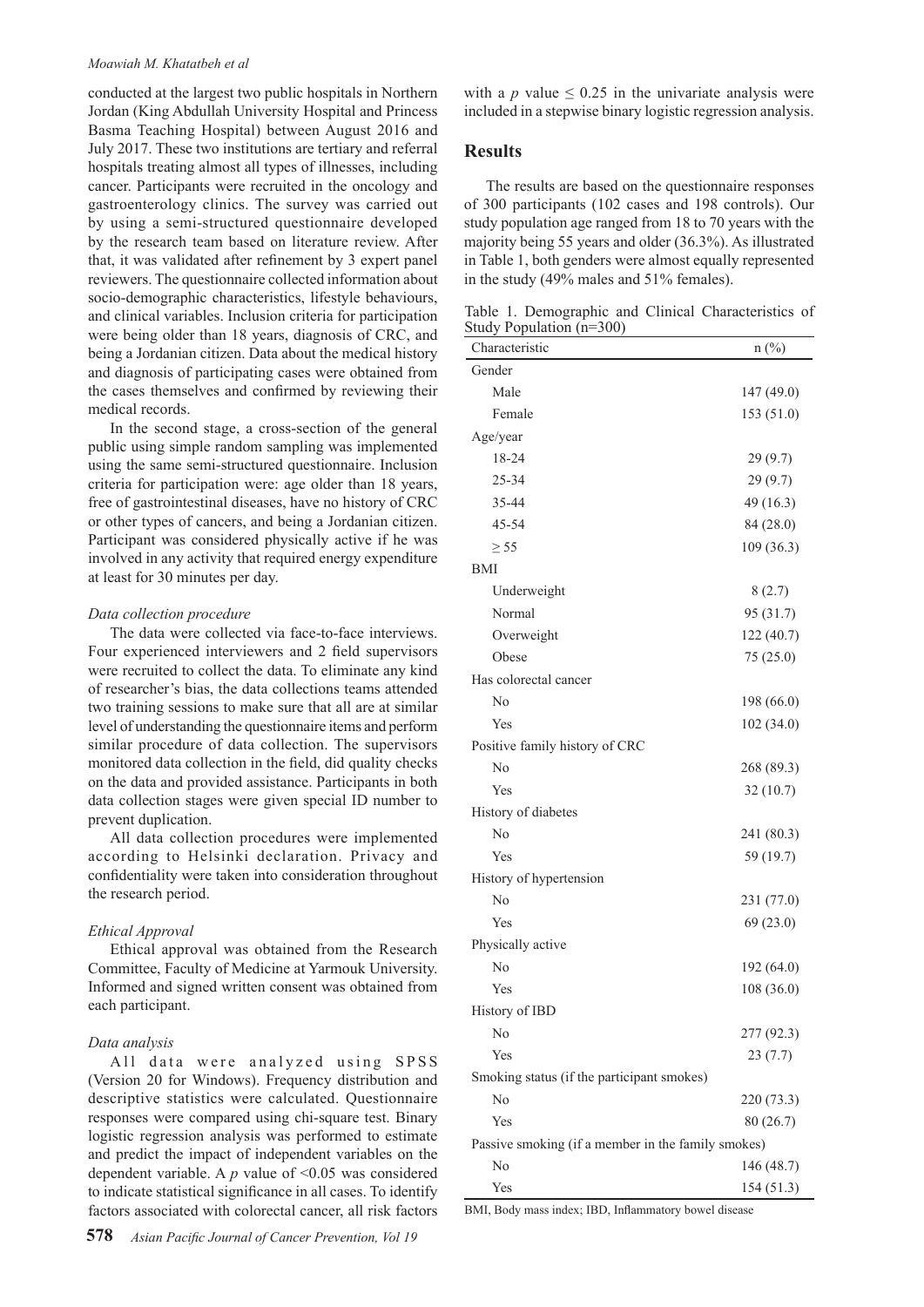conducted at the largest two public hospitals in Northern Jordan (King Abdullah University Hospital and Princess Basma Teaching Hospital) between August 2016 and July 2017. These two institutions are tertiary and referral hospitals treating almost all types of illnesses, including cancer. Participants were recruited in the oncology and gastroenterology clinics. The survey was carried out by using a semi-structured questionnaire developed by the research team based on literature review. After that, it was validated after refinement by 3 expert panel reviewers. The questionnaire collected information about socio-demographic characteristics, lifestyle behaviours, and clinical variables. Inclusion criteria for participation were being older than 18 years, diagnosis of CRC, and being a Jordanian citizen. Data about the medical history and diagnosis of participating cases were obtained from the cases themselves and confirmed by reviewing their medical records.

In the second stage, a cross-section of the general public using simple random sampling was implemented using the same semi-structured questionnaire. Inclusion criteria for participation were: age older than 18 years, free of gastrointestinal diseases, have no history of CRC or other types of cancers, and being a Jordanian citizen. Participant was considered physically active if he was involved in any activity that required energy expenditure at least for 30 minutes per day.

*Data collection procedure*

The data were collected via face-to-face interviews. Four experienced interviewers and 2 field supervisors were recruited to collect the data. To eliminate any kind of researcher's bias, the data collections teams attended two training sessions to make sure that all are at similar level of understanding the questionnaire items and perform similar procedure of data collection. The supervisors monitored data collection in the field, did quality checks on the data and provided assistance. Participants in both data collection stages were given special ID number to prevent duplication.

All data collection procedures were implemented according to Helsinki declaration. Privacy and confidentiality were taken into consideration throughout the research period.

*Ethical Approval*

Ethical approval was obtained from the Research Committee, Faculty of Medicine at Yarmouk University. Informed and signed written consent was obtained from each participant.

*Data analysis*

All data were analyzed using SPSS (Version 20 for Windows). Frequency distribution and descriptive statistics were calculated. Questionnaire responses were compared using chi-square test. Binary logistic regression analysis was performed to estimate and predict the impact of independent variables on the dependent variable. A $p$ value of $<0.05$ was considered to indicate statistical significance in all cases. To identify factors associated with colorectal cancer, all risk factors with a $p$ value $\leq 0.25$ in the univariate analysis were included in a stepwise binary logistic regression analysis.

## Results

The results are based on the questionnaire responses of 300 participants (102 cases and 198 controls). Our study population age ranged from 18 to 70 years with the majority being 55 years and older (36.3%). As illustrated in Table 1, both genders were almost equally represented in the study (49% males and 51% females).

Table 1. Demographic and Clinical Characteristics of Study Population (n=300)

| Characteristic | n (%) |
|---|---|
| Gender | |
| Male | 147 (49.0) |
| Female | 153 (51.0) |
| Age/year | |
| 18-24 | 29 (9.7) |
| 25-34 | 29 (9.7) |
| 35-44 | 49 (16.3) |
| 45-54 | 84 (28.0) |
| ≥ 55 | 109 (36.3) |
| BMI | |
| Underweight | 8 (2.7) |
| Normal | 95 (31.7) |
| Overweight | 122 (40.7) |
| Obese | 75 (25.0) |
| Has colorectal cancer | |
| No | 198 (66.0) |
| Yes | 102 (34.0) |
| Positive family history of CRC | |
| No | 268 (89.3) |
| Yes | 32 (10.7) |
| History of diabetes | |
| No | 241 (80.3) |
| Yes | 59 (19.7) |
| History of hypertension | |
| No | 231 (77.0) |
| Yes | 69 (23.0) |
| Physically active | |
| No | 192 (64.0) |
| Yes | 108 (36.0) |
| History of IBD | |
| No | 277 (92.3) |
| Yes | 23 (7.7) |
| Smoking status (if the participant smokes) | |
| No | 220 (73.3) |
| Yes | 80 (26.7) |
| Passive smoking (if a member in the family smokes) | |
| No | 146 (48.7) |
| Yes | 154 (51.3) |

BMI, Body mass index; IBD, Inflammatory bowel disease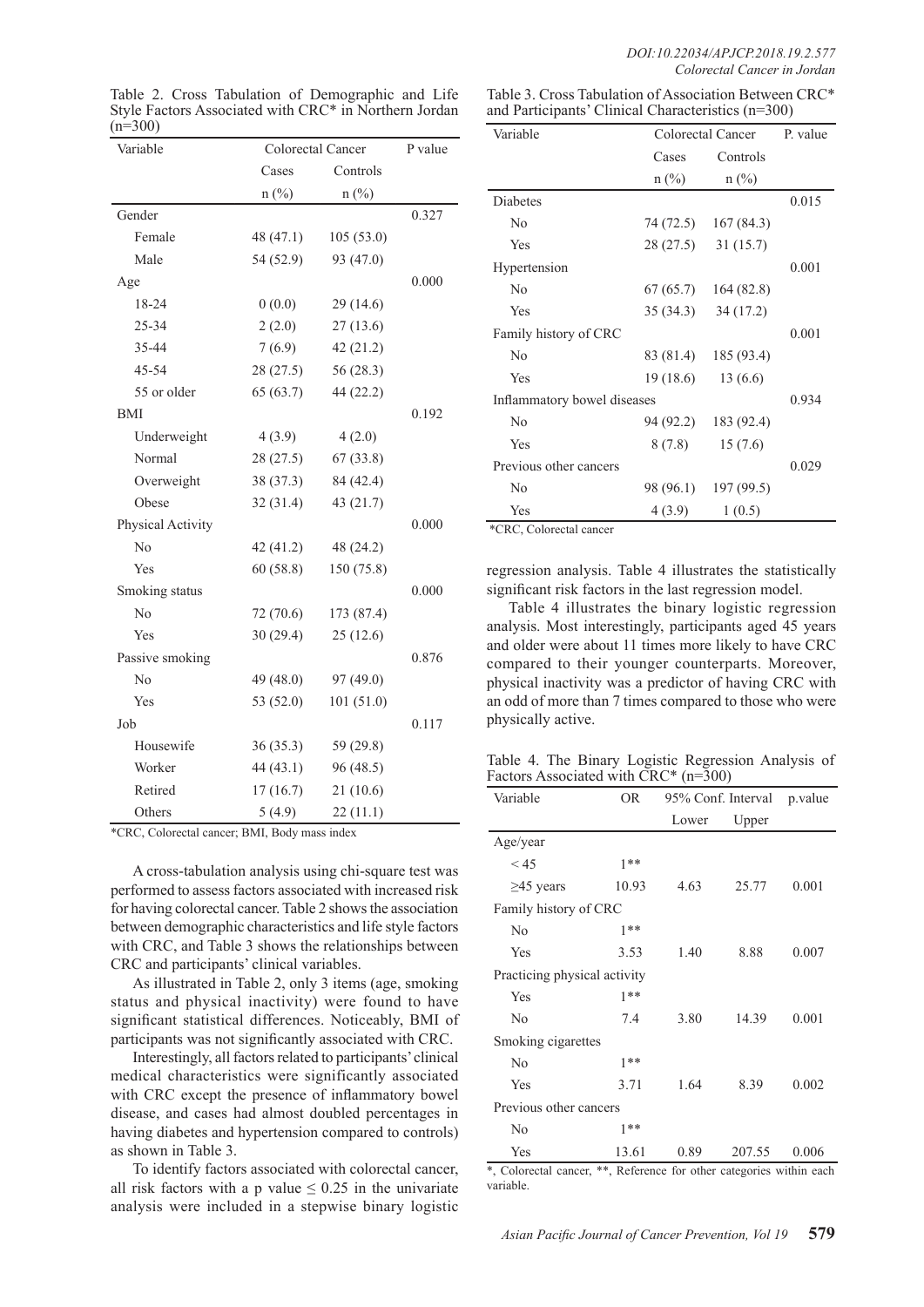Table 2. Cross Tabulation of Demographic and Life Style Factors Associated with CRC* in Northern Jordan (n=300)

| Variable | Colorectal Cancer | | P value |
|---|---|---|---|
| | Cases | Controls | |
| | n (%) | n (%) | |
| Gender | | | 0.327 |
| Female | 48 (47.1) | 105 (53.0) | |
| Male | 54 (52.9) | 93 (47.0) | |
| Age | | | 0.000 |
| 18-24 | 0 (0.0) | 29 (14.6) | |
| 25-34 | 2 (2.0) | 27 (13.6) | |
| 35-44 | 7 (6.9) | 42 (21.2) | |
| 45-54 | 28 (27.5) | 56 (28.3) | |
| 55 or older | 65 (63.7) | 44 (22.2) | |
| BMI | | | 0.192 |
| Underweight | 4 (3.9) | 4 (2.0) | |
| Normal | 28 (27.5) | 67 (33.8) | |
| Overweight | 38 (37.3) | 84 (42.4) | |
| Obese | 32 (31.4) | 43 (21.7) | |
| Physical Activity | | | 0.000 |
| No | 42 (41.2) | 48 (24.2) | |
| Yes | 60 (58.8) | 150 (75.8) | |
| Smoking status | | | 0.000 |
| No | 72 (70.6) | 173 (87.4) | |
| Yes | 30 (29.4) | 25 (12.6) | |
| Passive smoking | | | 0.876 |
| No | 49 (48.0) | 97 (49.0) | |
| Yes | 53 (52.0) | 101 (51.0) | |
| Job | | | 0.117 |
| Housewife | 36 (35.3) | 59 (29.8) | |
| Worker | 44 (43.1) | 96 (48.5) | |
| Retired | 17 (16.7) | 21 (10.6) | |
| Others | 5 (4.9) | 22 (11.1) | |

*CRC, Colorectal cancer; BMI, Body mass index

A cross-tabulation analysis using chi-square test was performed to assess factors associated with increased risk for having colorectal cancer. Table 2 shows the association between demographic characteristics and life style factors with CRC, and Table 3 shows the relationships between CRC and participants' clinical variables.

As illustrated in Table 2, only 3 items (age, smoking status and physical inactivity) were found to have significant statistical differences. Noticeably, BMI of participants was not significantly associated with CRC.

Interestingly, all factors related to participants' clinical medical characteristics were significantly associated with CRC except the presence of inflammatory bowel disease, and cases had almost doubled percentages in having diabetes and hypertension compared to controls) as shown in Table 3.

To identify factors associated with colorectal cancer, all risk factors with a p value $\leq 0.25$ in the univariate analysis were included in a stepwise binary logistic regression analysis. Table 4 illustrates the statistically significant risk factors in the last regression model.

Table 3. Cross Tabulation of Association Between CRC* and Participants' Clinical Characteristics (n=300)

| Variable | Colorectal Cancer | | P. value |
|---|---|---|---|
| | Cases | Controls | |
| | n (%) | n (%) | |
| Diabetes | | | 0.015 |
| No | 74 (72.5) | 167 (84.3) | |
| Yes | 28 (27.5) | 31 (15.7) | |
| Hypertension | | | 0.001 |
| No | 67 (65.7) | 164 (82.8) | |
| Yes | 35 (34.3) | 34 (17.2) | |
| Family history of CRC | | | 0.001 |
| No | 83 (81.4) | 185 (93.4) | |
| Yes | 19 (18.6) | 13 (6.6) | |
| Inflammatory bowel diseases | | | 0.934 |
| No | 94 (92.2) | 183 (92.4) | |
| Yes | 8 (7.8) | 15 (7.6) | |
| Previous other cancers | | | 0.029 |
| No | 98 (96.1) | 197 (99.5) | |
| Yes | 4 (3.9) | 1 (0.5) | |

*CRC, Colorectal cancer

Table 4 illustrates the binary logistic regression analysis. Most interestingly, participants aged 45 years and older were about 11 times more likely to have CRC compared to their younger counterparts. Moreover, physical inactivity was a predictor of having CRC with an odd of more than 7 times compared to those who were physically active.

Table 4. The Binary Logistic Regression Analysis of Factors Associated with CRC* (n=300)

| Variable | OR | 95% Conf. Interval | | p.value |
|---|---|---|---|---|
| | | Lower | Upper | |
| Age/year | | | | |
| < 45 | 1** | | | |
| ≥45 years | 10.93 | 4.63 | 25.77 | 0.001 |
| Family history of CRC | | | | |
| No | 1** | | | |
| Yes | 3.53 | 1.40 | 8.88 | 0.007 |
| Practicing physical activity | | | | |
| Yes | 1** | | | |
| No | 7.4 | 3.80 | 14.39 | 0.001 |
| Smoking cigarettes | | | | |
| No | 1** | | | |
| Yes | 3.71 | 1.64 | 8.39 | 0.002 |
| Previous other cancers | | | | |
| No | 1** | | | |
| Yes | 13.61 | 0.89 | 207.55 | 0.006 |

*, Colorectal cancer, **, Reference for other categories within each variable.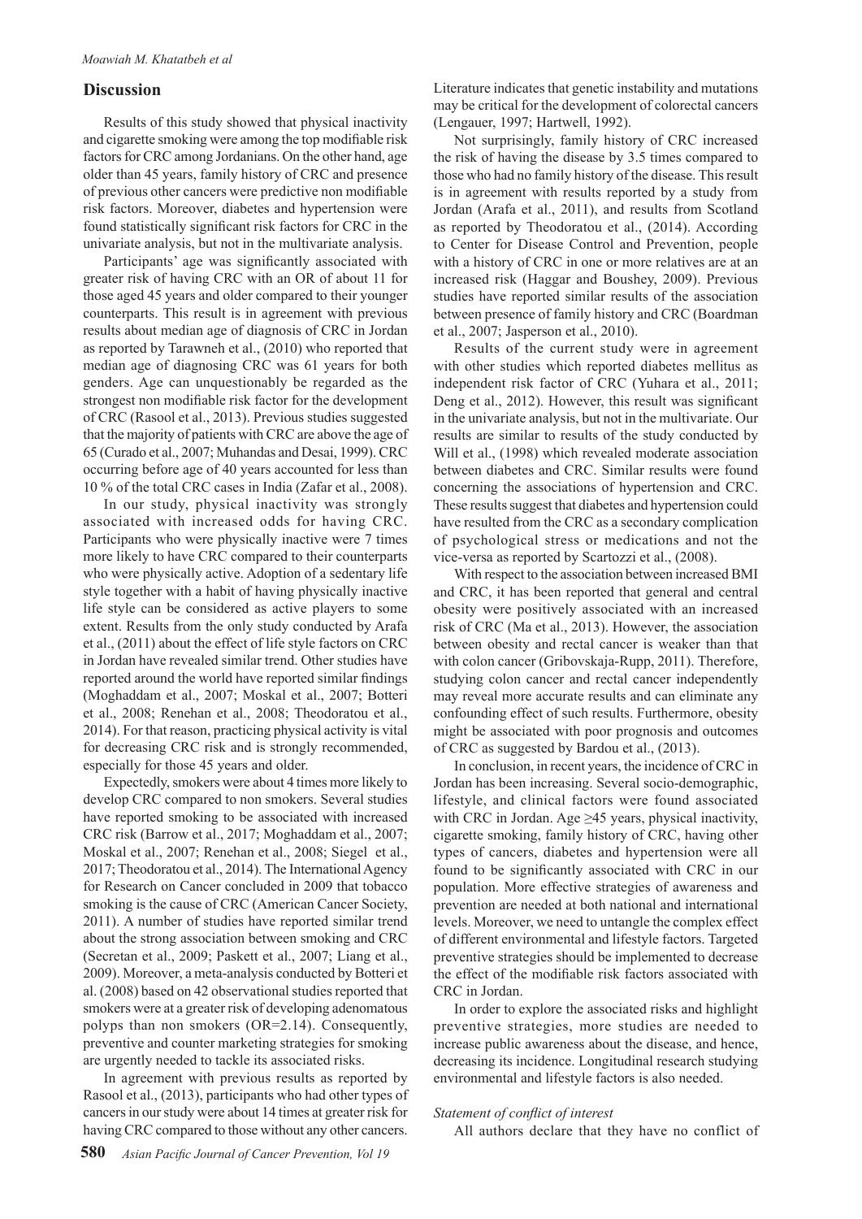## Discussion

Results of this study showed that physical inactivity and cigarette smoking were among the top modifiable risk factors for CRC among Jordanians. On the other hand, age older than 45 years, family history of CRC and presence of previous other cancers were predictive non modifiable risk factors. Moreover, diabetes and hypertension were found statistically significant risk factors for CRC in the univariate analysis, but not in the multivariate analysis.

Participants' age was significantly associated with greater risk of having CRC with an OR of about 11 for those aged 45 years and older compared to their younger counterparts. This result is in agreement with previous results about median age of diagnosis of CRC in Jordan as reported by Tarawneh et al., (2010) who reported that median age of diagnosing CRC was 61 years for both genders. Age can unquestionably be regarded as the strongest non modifiable risk factor for the development of CRC (Rasool et al., 2013). Previous studies suggested that the majority of patients with CRC are above the age of 65 (Curado et al., 2007; Muhandas and Desai, 1999). CRC occurring before age of 40 years accounted for less than 10 % of the total CRC cases in India (Zafar et al., 2008).

In our study, physical inactivity was strongly associated with increased odds for having CRC. Participants who were physically inactive were 7 times more likely to have CRC compared to their counterparts who were physically active. Adoption of a sedentary life style together with a habit of having physically inactive life style can be considered as active players to some extent. Results from the only study conducted by Arafa et al., (2011) about the effect of life style factors on CRC in Jordan have revealed similar trend. Other studies have reported around the world have reported similar findings (Moghaddam et al., 2007; Moskal et al., 2007; Botteri et al., 2008; Renehan et al., 2008; Theodoratou et al., 2014). For that reason, practicing physical activity is vital for decreasing CRC risk and is strongly recommended, especially for those 45 years and older.

Expectedly, smokers were about 4 times more likely to develop CRC compared to non smokers. Several studies have reported smoking to be associated with increased CRC risk (Barrow et al., 2017; Moghaddam et al., 2007; Moskal et al., 2007; Renehan et al., 2008; Siegel et al., 2017; Theodoratou et al., 2014). The International Agency for Research on Cancer concluded in 2009 that tobacco smoking is the cause of CRC (American Cancer Society, 2011). A number of studies have reported similar trend about the strong association between smoking and CRC (Secretan et al., 2009; Paskett et al., 2007; Liang et al., 2009). Moreover, a meta-analysis conducted by Botteri et al. (2008) based on 42 observational studies reported that smokers were at a greater risk of developing adenomatous polyps than non smokers (OR=2.14). Consequently, preventive and counter marketing strategies for smoking are urgently needed to tackle its associated risks.

In agreement with previous results as reported by Rasool et al., (2013), participants who had other types of cancers in our study were about 14 times at greater risk for having CRC compared to those without any other cancers. Literature indicates that genetic instability and mutations may be critical for the development of colorectal cancers (Lengauer, 1997; Hartwell, 1992).

Not surprisingly, family history of CRC increased the risk of having the disease by 3.5 times compared to those who had no family history of the disease. This result is in agreement with results reported by a study from Jordan (Arafa et al., 2011), and results from Scotland as reported by Theodoratou et al., (2014). According to Center for Disease Control and Prevention, people with a history of CRC in one or more relatives are at an increased risk (Haggar and Boushey, 2009). Previous studies have reported similar results of the association between presence of family history and CRC (Boardman et al., 2007; Jasperson et al., 2010).

Results of the current study were in agreement with other studies which reported diabetes mellitus as independent risk factor of CRC (Yuhara et al., 2011; Deng et al., 2012). However, this result was significant in the univariate analysis, but not in the multivariate. Our results are similar to results of the study conducted by Will et al., (1998) which revealed moderate association between diabetes and CRC. Similar results were found concerning the associations of hypertension and CRC. These results suggest that diabetes and hypertension could have resulted from the CRC as a secondary complication of psychological stress or medications and not the vice-versa as reported by Scartozzi et al., (2008).

With respect to the association between increased BMI and CRC, it has been reported that general and central obesity were positively associated with an increased risk of CRC (Ma et al., 2013). However, the association between obesity and rectal cancer is weaker than that with colon cancer (Gribovskaja-Rupp, 2011). Therefore, studying colon cancer and rectal cancer independently may reveal more accurate results and can eliminate any confounding effect of such results. Furthermore, obesity might be associated with poor prognosis and outcomes of CRC as suggested by Bardou et al., (2013).

In conclusion, in recent years, the incidence of CRC in Jordan has been increasing. Several socio-demographic, lifestyle, and clinical factors were found associated with CRC in Jordan. Age ≥45 years, physical inactivity, cigarette smoking, family history of CRC, having other types of cancers, diabetes and hypertension were all found to be significantly associated with CRC in our population. More effective strategies of awareness and prevention are needed at both national and international levels. Moreover, we need to untangle the complex effect of different environmental and lifestyle factors. Targeted preventive strategies should be implemented to decrease the effect of the modifiable risk factors associated with CRC in Jordan.

In order to explore the associated risks and highlight preventive strategies, more studies are needed to increase public awareness about the disease, and hence, decreasing its incidence. Longitudinal research studying environmental and lifestyle factors is also needed.

*Statement of conflict of interest*

All authors declare that they have no conflict of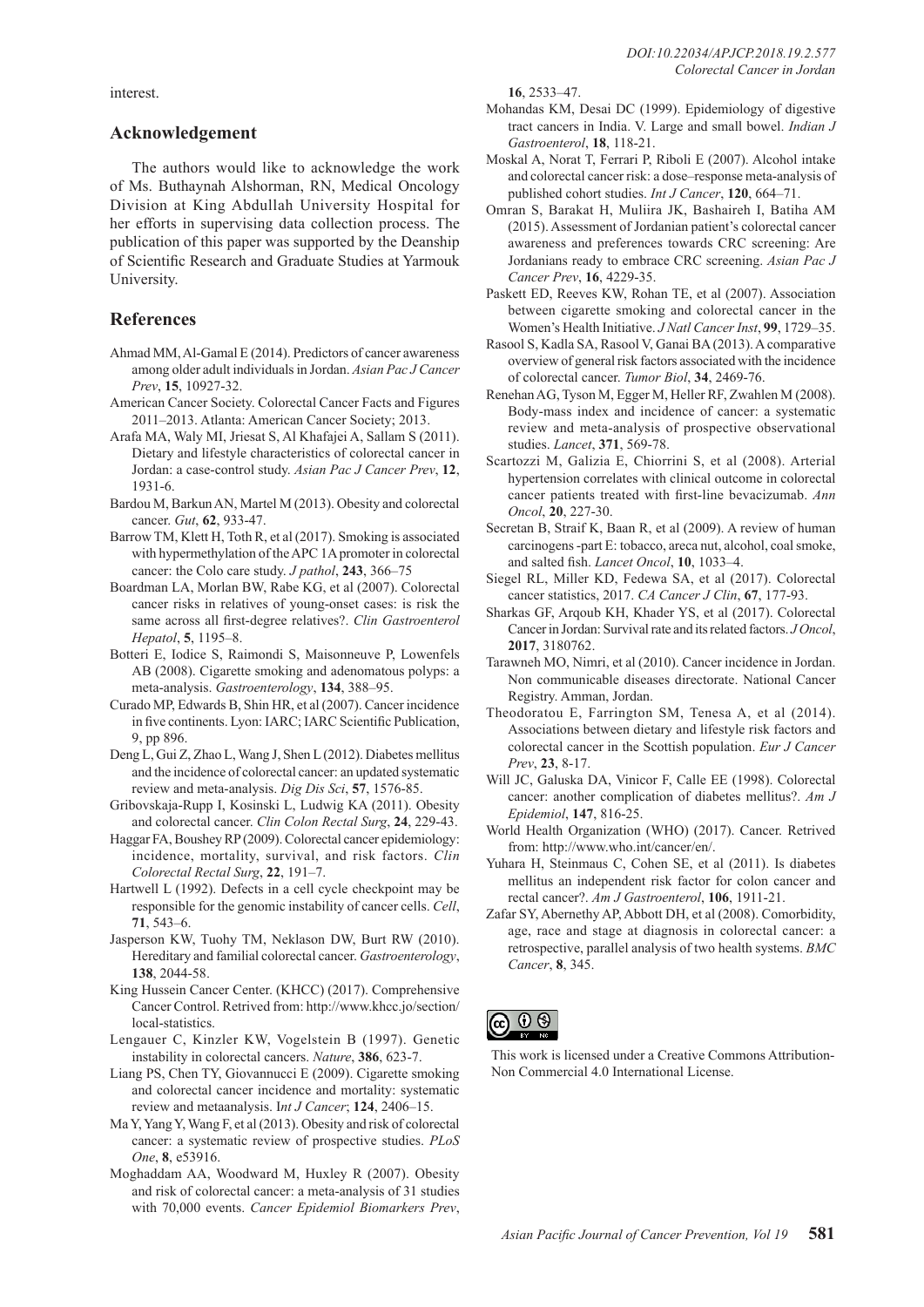interest.

## Acknowledgement

The authors would like to acknowledge the work of Ms. Buthaynah Alshorman, RN, Medical Oncology Division at King Abdullah University Hospital for her efforts in supervising data collection process. The publication of this paper was supported by the Deanship of Scientific Research and Graduate Studies at Yarmouk University.

## References

Ahmad MM, Al-Gamal E (2014). Predictors of cancer awareness among older adult individuals in Jordan. *Asian Pac J Cancer Prev*, **15**, 10927-32.

American Cancer Society. Colorectal Cancer Facts and Figures 2011–2013. Atlanta: American Cancer Society; 2013.

Arafa MA, Waly MI, Jriesat S, Al Khafajei A, Sallam S (2011). Dietary and lifestyle characteristics of colorectal cancer in Jordan: a case-control study. *Asian Pac J Cancer Prev*, **12**, 1931-6.

Bardou M, Barkun AN, Martel M (2013). Obesity and colorectal cancer. *Gut*, **62**, 933-47.

Barrow TM, Klett H, Toth R, et al (2017). Smoking is associated with hypermethylation of the APC 1A promoter in colorectal cancer: the Colo care study. *J pathol*, **243**, 366–75

Boardman LA, Morlan BW, Rabe KG, et al (2007). Colorectal cancer risks in relatives of young-onset cases: is risk the same across all first-degree relatives?. *Clin Gastroenterol Hepatol*, **5**, 1195–8.

Botteri E, Iodice S, Raimondi S, Maisonneuve P, Lowenfels AB (2008). Cigarette smoking and adenomatous polyps: a meta-analysis. *Gastroenterology*, **134**, 388–95.

Curado MP, Edwards B, Shin HR, et al (2007). Cancer incidence in five continents. Lyon: IARC; IARC Scientific Publication, 9, pp 896.

Deng L, Gui Z, Zhao L, Wang J, Shen L (2012). Diabetes mellitus and the incidence of colorectal cancer: an updated systematic review and meta-analysis. *Dig Dis Sci*, **57**, 1576-85.

Gribovskaja-Rupp I, Kosinski L, Ludwig KA (2011). Obesity and colorectal cancer. *Clin Colon Rectal Surg*, **24**, 229-43.

Haggar FA, Boushey RP (2009). Colorectal cancer epidemiology: incidence, mortality, survival, and risk factors. *Clin Colorectal Rectal Surg*, **22**, 191–7.

Hartwell L (1992). Defects in a cell cycle checkpoint may be responsible for the genomic instability of cancer cells. *Cell*, **71**, 543–6.

Jasperson KW, Tuohy TM, Neklason DW, Burt RW (2010). Hereditary and familial colorectal cancer. *Gastroenterology*, **138**, 2044-58.

King Hussein Cancer Center. (KHCC) (2017). Comprehensive Cancer Control. Retrived from: http://www.khcc.jo/section/local-statistics.

Lengauer C, Kinzler KW, Vogelstein B (1997). Genetic instability in colorectal cancers. *Nature*, **386**, 623-7.

Liang PS, Chen TY, Giovannucci E (2009). Cigarette smoking and colorectal cancer incidence and mortality: systematic review and metaanalysis. I*nt J Cancer*; **124**, 2406–15.

Ma Y, Yang Y, Wang F, et al (2013). Obesity and risk of colorectal cancer: a systematic review of prospective studies. *PLoS One*, **8**, e53916.

Moghaddam AA, Woodward M, Huxley R (2007). Obesity and risk of colorectal cancer: a meta-analysis of 31 studies with 70,000 events. *Cancer Epidemiol Biomarkers Prev*, **16**, 2533–47.

Mohandas KM, Desai DC (1999). Epidemiology of digestive tract cancers in India. V. Large and small bowel. *Indian J Gastroenterol*, **18**, 118-21.

Moskal A, Norat T, Ferrari P, Riboli E (2007). Alcohol intake and colorectal cancer risk: a dose–response meta-analysis of published cohort studies. *Int J Cancer*, **120**, 664–71.

Omran S, Barakat H, Muliira JK, Bashaireh I, Batiha AM (2015). Assessment of Jordanian patient's colorectal cancer awareness and preferences towards CRC screening: Are Jordanians ready to embrace CRC screening. *Asian Pac J Cancer Prev*, **16**, 4229-35.

Paskett ED, Reeves KW, Rohan TE, et al (2007). Association between cigarette smoking and colorectal cancer in the Women's Health Initiative. *J Natl Cancer Inst*, **99**, 1729–35.

Rasool S, Kadla SA, Rasool V, Ganai BA (2013). A comparative overview of general risk factors associated with the incidence of colorectal cancer. *Tumor Biol*, **34**, 2469-76.

Renehan AG, Tyson M, Egger M, Heller RF, Zwahlen M (2008). Body-mass index and incidence of cancer: a systematic review and meta-analysis of prospective observational studies. *Lancet*, **371**, 569-78.

Scartozzi M, Galizia E, Chiorrini S, et al (2008). Arterial hypertension correlates with clinical outcome in colorectal cancer patients treated with first-line bevacizumab. *Ann Oncol*, **20**, 227-30.

Secretan B, Straif K, Baan R, et al (2009). A review of human carcinogens -part E: tobacco, areca nut, alcohol, coal smoke, and salted fish. *Lancet Oncol*, **10**, 1033–4.

Siegel RL, Miller KD, Fedewa SA, et al (2017). Colorectal cancer statistics, 2017. *CA Cancer J Clin*, **67**, 177-93.

Sharkas GF, Arqoub KH, Khader YS, et al (2017). Colorectal Cancer in Jordan: Survival rate and its related factors. *J Oncol*, **2017**, 3180762.

Tarawneh MO, Nimri, et al (2010). Cancer incidence in Jordan. Non communicable diseases directorate. National Cancer Registry. Amman, Jordan.

Theodoratou E, Farrington SM, Tenesa A, et al (2014). Associations between dietary and lifestyle risk factors and colorectal cancer in the Scottish population. *Eur J Cancer Prev*, **23**, 8-17.

Will JC, Galuska DA, Vinicor F, Calle EE (1998). Colorectal cancer: another complication of diabetes mellitus?. *Am J Epidemiol*, **147**, 816-25.

World Health Organization (WHO) (2017). Cancer. Retrived from: http://www.who.int/cancer/en/.

Yuhara H, Steinmaus C, Cohen SE, et al (2011). Is diabetes mellitus an independent risk factor for colon cancer and rectal cancer?. *Am J Gastroenterol*, **106**, 1911-21.

Zafar SY, Abernethy AP, Abbott DH, et al (2008). Comorbidity, age, race and stage at diagnosis in colorectal cancer: a retrospective, parallel analysis of two health systems. *BMC Cancer*, **8**, 345.

This work is licensed under a Creative Commons Attribution-Non Commercial 4.0 International License.